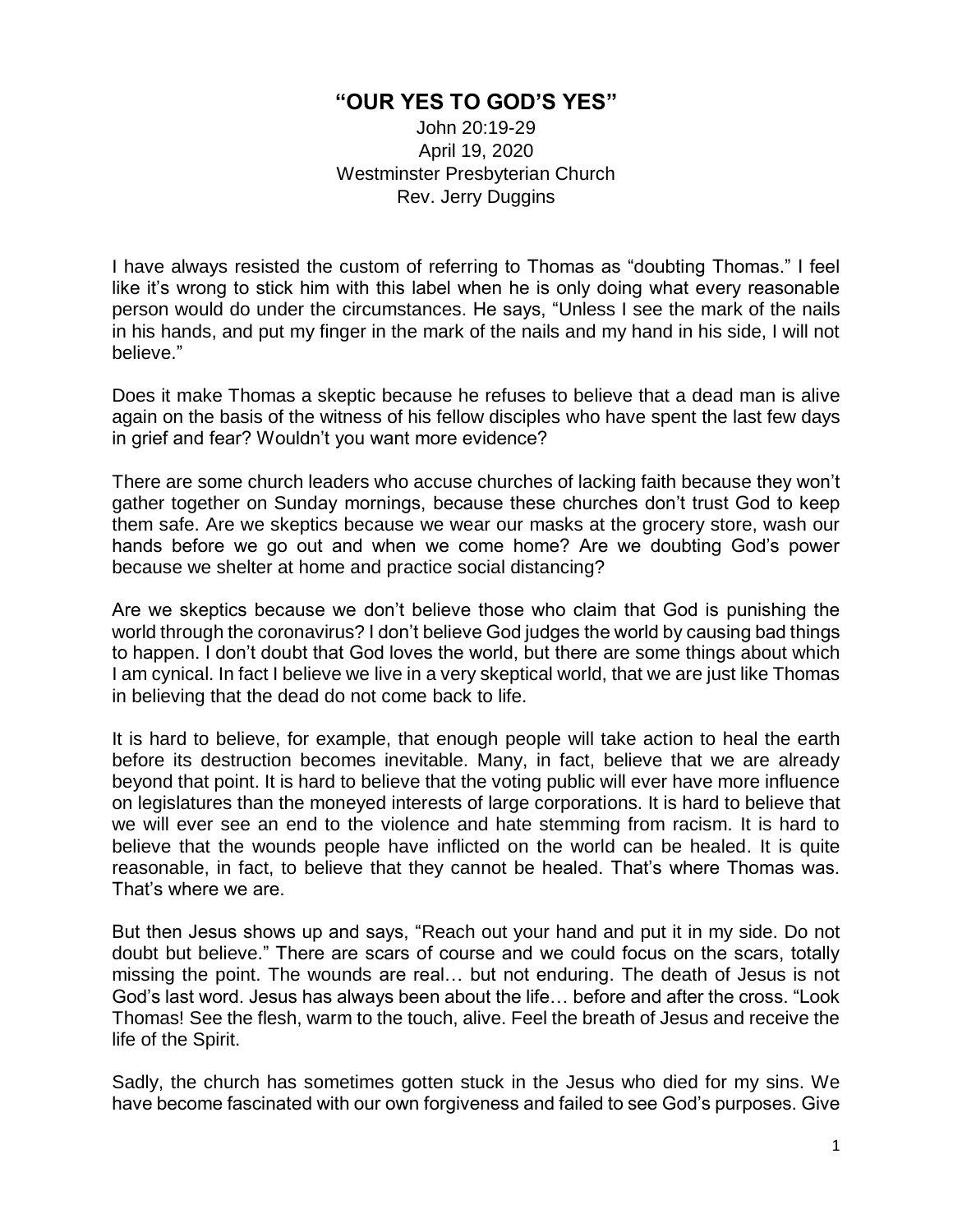# "OUR YES TO GOD'S YES"

John 20:19-29
April 19, 2020
Westminster Presbyterian Church
Rev. Jerry Duggins

I have always resisted the custom of referring to Thomas as "doubting Thomas." I feel like it's wrong to stick him with this label when he is only doing what every reasonable person would do under the circumstances. He says, "Unless I see the mark of the nails in his hands, and put my finger in the mark of the nails and my hand in his side, I will not believe."

Does it make Thomas a skeptic because he refuses to believe that a dead man is alive again on the basis of the witness of his fellow disciples who have spent the last few days in grief and fear? Wouldn't you want more evidence?

There are some church leaders who accuse churches of lacking faith because they won't gather together on Sunday mornings, because these churches don't trust God to keep them safe. Are we skeptics because we wear our masks at the grocery store, wash our hands before we go out and when we come home? Are we doubting God's power because we shelter at home and practice social distancing?

Are we skeptics because we don't believe those who claim that God is punishing the world through the coronavirus? I don't believe God judges the world by causing bad things to happen. I don't doubt that God loves the world, but there are some things about which I am cynical. In fact I believe we live in a very skeptical world, that we are just like Thomas in believing that the dead do not come back to life.

It is hard to believe, for example, that enough people will take action to heal the earth before its destruction becomes inevitable. Many, in fact, believe that we are already beyond that point. It is hard to believe that the voting public will ever have more influence on legislatures than the moneyed interests of large corporations. It is hard to believe that we will ever see an end to the violence and hate stemming from racism. It is hard to believe that the wounds people have inflicted on the world can be healed. It is quite reasonable, in fact, to believe that they cannot be healed. That's where Thomas was. That's where we are.

But then Jesus shows up and says, "Reach out your hand and put it in my side. Do not doubt but believe." There are scars of course and we could focus on the scars, totally missing the point. The wounds are real… but not enduring. The death of Jesus is not God's last word. Jesus has always been about the life… before and after the cross. "Look Thomas! See the flesh, warm to the touch, alive. Feel the breath of Jesus and receive the life of the Spirit.

Sadly, the church has sometimes gotten stuck in the Jesus who died for my sins. We have become fascinated with our own forgiveness and failed to see God's purposes. Give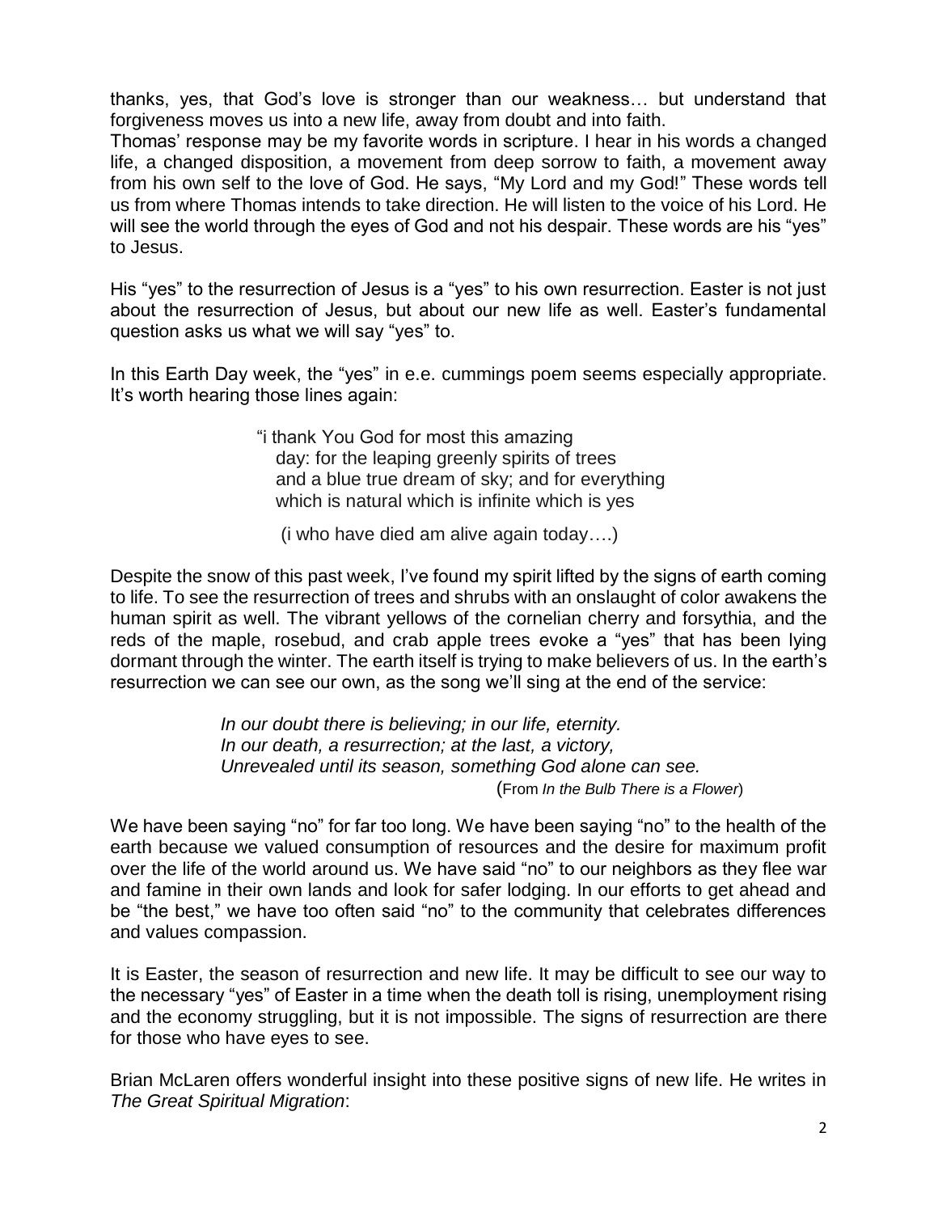thanks, yes, that God's love is stronger than our weakness… but understand that forgiveness moves us into a new life, away from doubt and into faith.
Thomas' response may be my favorite words in scripture. I hear in his words a changed life, a changed disposition, a movement from deep sorrow to faith, a movement away from his own self to the love of God. He says, "My Lord and my God!" These words tell us from where Thomas intends to take direction. He will listen to the voice of his Lord. He will see the world through the eyes of God and not his despair. These words are his "yes" to Jesus.

His "yes" to the resurrection of Jesus is a "yes" to his own resurrection. Easter is not just about the resurrection of Jesus, but about our new life as well. Easter's fundamental question asks us what we will say "yes" to.

In this Earth Day week, the "yes" in e.e. cummings poem seems especially appropriate. It's worth hearing those lines again:

> "i thank You God for most this amazing
> day: for the leaping greenly spirits of trees
> and a blue true dream of sky; and for everything
> which is natural which is infinite which is yes
>
> (i who have died am alive again today….)

Despite the snow of this past week, I've found my spirit lifted by the signs of earth coming to life. To see the resurrection of trees and shrubs with an onslaught of color awakens the human spirit as well. The vibrant yellows of the cornelian cherry and forsythia, and the reds of the maple, rosebud, and crab apple trees evoke a "yes" that has been lying dormant through the winter. The earth itself is trying to make believers of us. In the earth's resurrection we can see our own, as the song we'll sing at the end of the service:

> *In our doubt there is believing; in our life, eternity.*
> *In our death, a resurrection; at the last, a victory,*
> *Unrevealed until its season, something God alone can see.*
> (From *In the Bulb There is a Flower*)

We have been saying "no" for far too long. We have been saying "no" to the health of the earth because we valued consumption of resources and the desire for maximum profit over the life of the world around us. We have said "no" to our neighbors as they flee war and famine in their own lands and look for safer lodging. In our efforts to get ahead and be "the best," we have too often said "no" to the community that celebrates differences and values compassion.

It is Easter, the season of resurrection and new life. It may be difficult to see our way to the necessary "yes" of Easter in a time when the death toll is rising, unemployment rising and the economy struggling, but it is not impossible. The signs of resurrection are there for those who have eyes to see.

Brian McLaren offers wonderful insight into these positive signs of new life. He writes in *The Great Spiritual Migration*: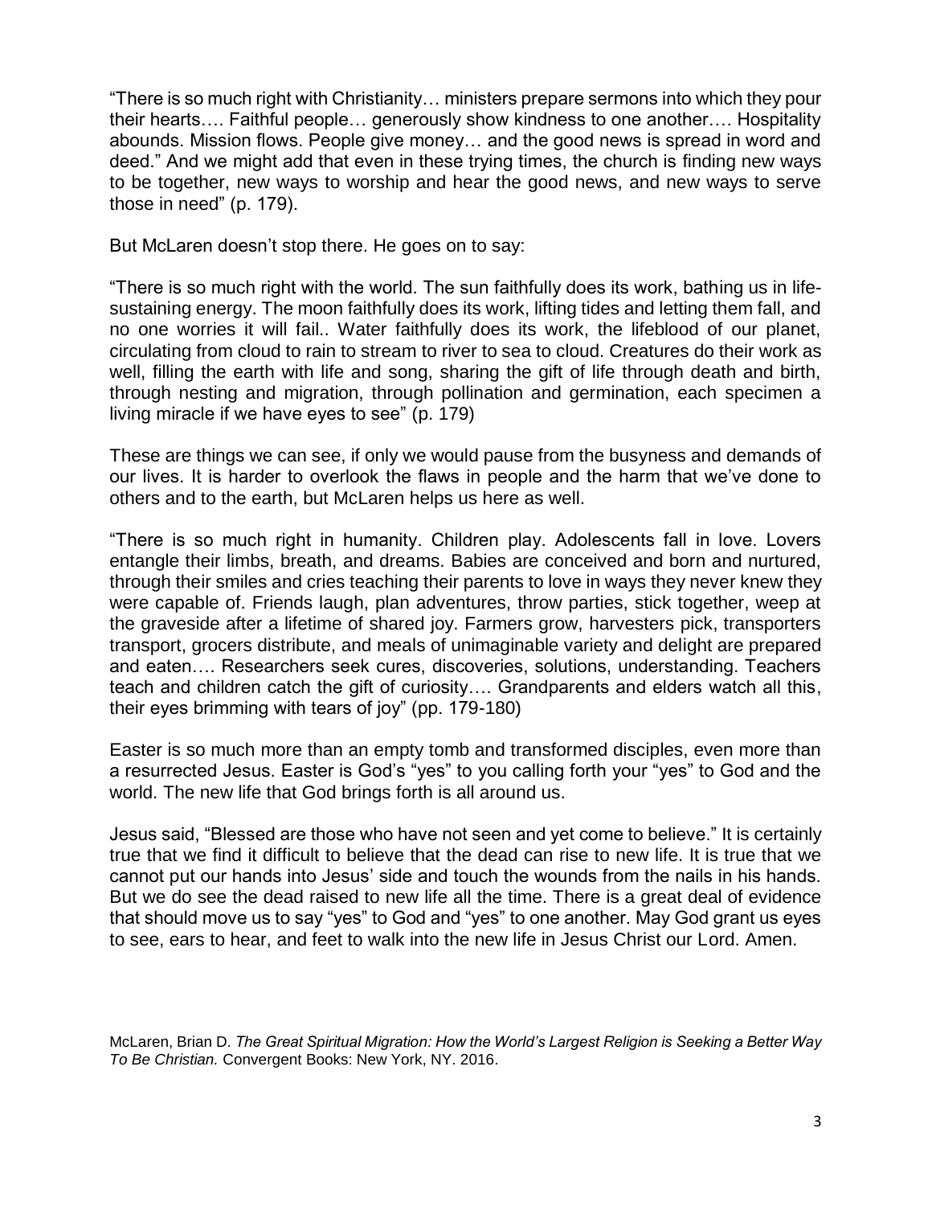"There is so much right with Christianity… ministers prepare sermons into which they pour their hearts…. Faithful people… generously show kindness to one another…. Hospitality abounds. Mission flows. People give money… and the good news is spread in word and deed." And we might add that even in these trying times, the church is finding new ways to be together, new ways to worship and hear the good news, and new ways to serve those in need" (p. 179).

But McLaren doesn't stop there. He goes on to say:

"There is so much right with the world. The sun faithfully does its work, bathing us in life-sustaining energy. The moon faithfully does its work, lifting tides and letting them fall, and no one worries it will fail.. Water faithfully does its work, the lifeblood of our planet, circulating from cloud to rain to stream to river to sea to cloud. Creatures do their work as well, filling the earth with life and song, sharing the gift of life through death and birth, through nesting and migration, through pollination and germination, each specimen a living miracle if we have eyes to see" (p. 179)

These are things we can see, if only we would pause from the busyness and demands of our lives. It is harder to overlook the flaws in people and the harm that we've done to others and to the earth, but McLaren helps us here as well.

"There is so much right in humanity. Children play. Adolescents fall in love. Lovers entangle their limbs, breath, and dreams. Babies are conceived and born and nurtured, through their smiles and cries teaching their parents to love in ways they never knew they were capable of. Friends laugh, plan adventures, throw parties, stick together, weep at the graveside after a lifetime of shared joy. Farmers grow, harvesters pick, transporters transport, grocers distribute, and meals of unimaginable variety and delight are prepared and eaten…. Researchers seek cures, discoveries, solutions, understanding. Teachers teach and children catch the gift of curiosity…. Grandparents and elders watch all this, their eyes brimming with tears of joy" (pp. 179-180)

Easter is so much more than an empty tomb and transformed disciples, even more than a resurrected Jesus. Easter is God's "yes" to you calling forth your "yes" to God and the world. The new life that God brings forth is all around us.

Jesus said, "Blessed are those who have not seen and yet come to believe." It is certainly true that we find it difficult to believe that the dead can rise to new life. It is true that we cannot put our hands into Jesus' side and touch the wounds from the nails in his hands. But we do see the dead raised to new life all the time. There is a great deal of evidence that should move us to say "yes" to God and "yes" to one another. May God grant us eyes to see, ears to hear, and feet to walk into the new life in Jesus Christ our Lord. Amen.

McLaren, Brian D. *The Great Spiritual Migration: How the World's Largest Religion is Seeking a Better Way To Be Christian.* Convergent Books: New York, NY. 2016.